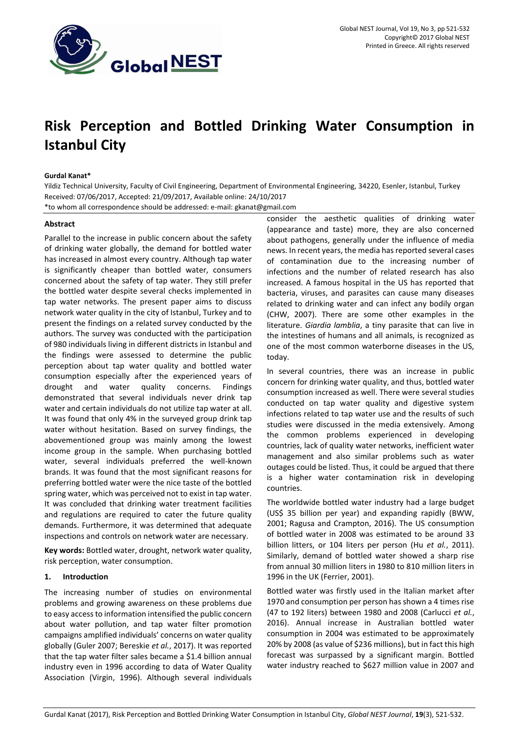# Risk Perception and Bottled Drinking Water Consumption in Istanbul City

**Gurdal Kanat***

Yildiz Technical University, Faculty of Civil Engineering, Department of Environmental Engineering, 34220, Esenler, Istanbul, Turkey

Received: 07/06/2017, Accepted: 21/09/2017, Available online: 24/10/2017

*to whom all correspondence should be addressed: e-mail: gkanat@gmail.com

### Abstract

Parallel to the increase in public concern about the safety of drinking water globally, the demand for bottled water has increased in almost every country. Although tap water is significantly cheaper than bottled water, consumers concerned about the safety of tap water. They still prefer the bottled water despite several checks implemented in tap water networks. The present paper aims to discuss network water quality in the city of Istanbul, Turkey and to present the findings on a related survey conducted by the authors. The survey was conducted with the participation of 980 individuals living in different districts in Istanbul and the findings were assessed to determine the public perception about tap water quality and bottled water consumption especially after the experienced years of drought and water quality concerns. Findings demonstrated that several individuals never drink tap water and certain individuals do not utilize tap water at all. It was found that only 4% in the surveyed group drink tap water without hesitation. Based on survey findings, the abovementioned group was mainly among the lowest income group in the sample. When purchasing bottled water, several individuals preferred the well-known brands. It was found that the most significant reasons for preferring bottled water were the nice taste of the bottled spring water, which was perceived not to exist in tap water. It was concluded that drinking water treatment facilities and regulations are required to cater the future quality demands. Furthermore, it was determined that adequate inspections and controls on network water are necessary.

**Key words:** Bottled water, drought, network water quality, risk perception, water consumption.

## 1. Introduction

The increasing number of studies on environmental problems and growing awareness on these problems due to easy access to information intensified the public concern about water pollution, and tap water filter promotion campaigns amplified individuals' concerns on water quality globally (Guler 2007; Bereskie *et al.*, 2017). It was reported that the tap water filter sales became a $1.4 billion annual industry even in 1996 according to data of Water Quality Association (Virgin, 1996). Although several individuals consider the aesthetic qualities of drinking water (appearance and taste) more, they are also concerned about pathogens, generally under the influence of media news. In recent years, the media has reported several cases of contamination due to the increasing number of infections and the number of related research has also increased. A famous hospital in the US has reported that bacteria, viruses, and parasites can cause many diseases related to drinking water and can infect any bodily organ (CHW, 2007). There are some other examples in the literature. *Giardia lamblia*, a tiny parasite that can live in the intestines of humans and all animals, is recognized as one of the most common waterborne diseases in the US, today.

In several countries, there was an increase in public concern for drinking water quality, and thus, bottled water consumption increased as well. There were several studies conducted on tap water quality and digestive system infections related to tap water use and the results of such studies were discussed in the media extensively. Among the common problems experienced in developing countries, lack of quality water networks, inefficient water management and also similar problems such as water outages could be listed. Thus, it could be argued that there is a higher water contamination risk in developing countries.

The worldwide bottled water industry had a large budget (US$ 35 billion per year) and expanding rapidly (BWW, 2001; Ragusa and Crampton, 2016). The US consumption of bottled water in 2008 was estimated to be around 33 billion litters, or 104 liters per person (Hu *et al.*, 2011). Similarly, demand of bottled water showed a sharp rise from annual 30 million liters in 1980 to 810 million liters in 1996 in the UK (Ferrier, 2001).

Bottled water was firstly used in the Italian market after 1970 and consumption per person has shown a 4 times rise (47 to 192 liters) between 1980 and 2008 (Carlucci *et al.*, 2016). Annual increase in Australian bottled water consumption in 2004 was estimated to be approximately 20% by 2008 (as value of $236 millions), but in fact this high forecast was surpassed by a significant margin. Bottled water industry reached to $627 million value in 2007 and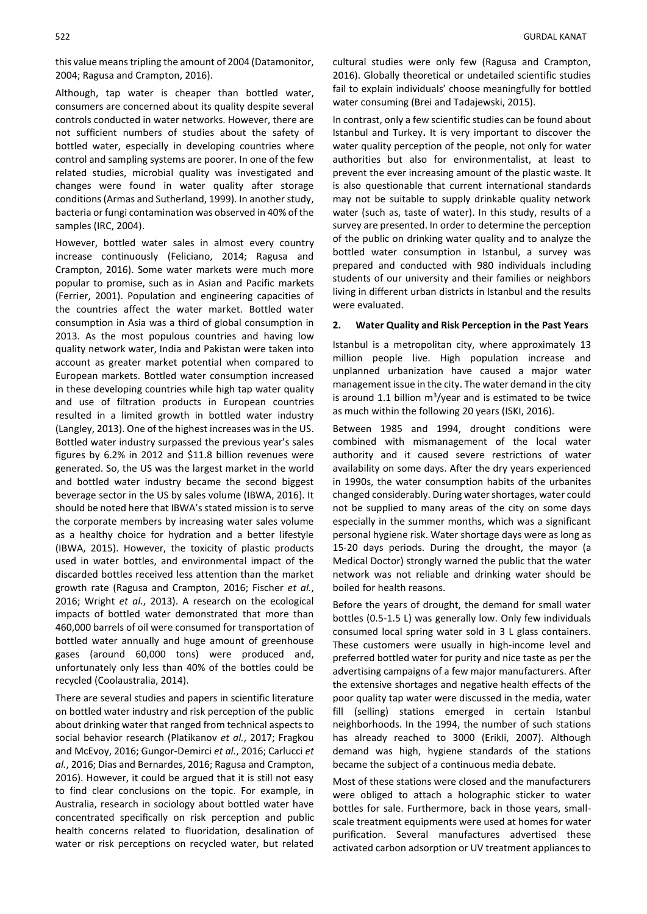this value means tripling the amount of 2004 (Datamonitor, 2004; Ragusa and Crampton, 2016).

Although, tap water is cheaper than bottled water, consumers are concerned about its quality despite several controls conducted in water networks. However, there are not sufficient numbers of studies about the safety of bottled water, especially in developing countries where control and sampling systems are poorer. In one of the few related studies, microbial quality was investigated and changes were found in water quality after storage conditions (Armas and Sutherland, 1999). In another study, bacteria or fungi contamination was observed in 40% of the samples (IRC, 2004).

However, bottled water sales in almost every country increase continuously (Feliciano, 2014; Ragusa and Crampton, 2016). Some water markets were much more popular to promise, such as in Asian and Pacific markets (Ferrier, 2001). Population and engineering capacities of the countries affect the water market. Bottled water consumption in Asia was a third of global consumption in 2013. As the most populous countries and having low quality network water, India and Pakistan were taken into account as greater market potential when compared to European markets. Bottled water consumption increased in these developing countries while high tap water quality and use of filtration products in European countries resulted in a limited growth in bottled water industry (Langley, 2013). One of the highest increases was in the US. Bottled water industry surpassed the previous year's sales figures by 6.2% in 2012 and $11.8 billion revenues were generated. So, the US was the largest market in the world and bottled water industry became the second biggest beverage sector in the US by sales volume (IBWA, 2016). It should be noted here that IBWA's stated mission is to serve the corporate members by increasing water sales volume as a healthy choice for hydration and a better lifestyle (IBWA, 2015). However, the toxicity of plastic products used in water bottles, and environmental impact of the discarded bottles received less attention than the market growth rate (Ragusa and Crampton, 2016; Fischer *et al.*, 2016; Wright *et al.*, 2013). A research on the ecological impacts of bottled water demonstrated that more than 460,000 barrels of oil were consumed for transportation of bottled water annually and huge amount of greenhouse gases (around 60,000 tons) were produced and, unfortunately only less than 40% of the bottles could be recycled (Coolaustralia, 2014).

There are several studies and papers in scientific literature on bottled water industry and risk perception of the public about drinking water that ranged from technical aspects to social behavior research (Platikanov *et al.*, 2017; Fragkou and McEvoy, 2016; Gungor-Demirci *et al.*, 2016; Carlucci *et al.*, 2016; Dias and Bernardes, 2016; Ragusa and Crampton, 2016). However, it could be argued that it is still not easy to find clear conclusions on the topic. For example, in Australia, research in sociology about bottled water have concentrated specifically on risk perception and public health concerns related to fluoridation, desalination of water or risk perceptions on recycled water, but related cultural studies were only few (Ragusa and Crampton, 2016). Globally theoretical or undetailed scientific studies fail to explain individuals' choose meaningfully for bottled water consuming (Brei and Tadajewski, 2015).

In contrast, only a few scientific studies can be found about Istanbul and Turkey. It is very important to discover the water quality perception of the people, not only for water authorities but also for environmentalist, at least to prevent the ever increasing amount of the plastic waste. It is also questionable that current international standards may not be suitable to supply drinkable quality network water (such as, taste of water). In this study, results of a survey are presented. In order to determine the perception of the public on drinking water quality and to analyze the bottled water consumption in Istanbul, a survey was prepared and conducted with 980 individuals including students of our university and their families or neighbors living in different urban districts in Istanbul and the results were evaluated.

## 2. Water Quality and Risk Perception in the Past Years

Istanbul is a metropolitan city, where approximately 13 million people live. High population increase and unplanned urbanization have caused a major water management issue in the city. The water demand in the city is around 1.1 billion $m^3$/year and is estimated to be twice as much within the following 20 years (ISKI, 2016).

Between 1985 and 1994, drought conditions were combined with mismanagement of the local water authority and it caused severe restrictions of water availability on some days. After the dry years experienced in 1990s, the water consumption habits of the urbanites changed considerably. During water shortages, water could not be supplied to many areas of the city on some days especially in the summer months, which was a significant personal hygiene risk. Water shortage days were as long as 15-20 days periods. During the drought, the mayor (a Medical Doctor) strongly warned the public that the water network was not reliable and drinking water should be boiled for health reasons.

Before the years of drought, the demand for small water bottles (0.5-1.5 L) was generally low. Only few individuals consumed local spring water sold in 3 L glass containers. These customers were usually in high-income level and preferred bottled water for purity and nice taste as per the advertising campaigns of a few major manufacturers. After the extensive shortages and negative health effects of the poor quality tap water were discussed in the media, water fill (selling) stations emerged in certain Istanbul neighborhoods. In the 1994, the number of such stations has already reached to 3000 (Erikli, 2007). Although demand was high, hygiene standards of the stations became the subject of a continuous media debate.

Most of these stations were closed and the manufacturers were obliged to attach a holographic sticker to water bottles for sale. Furthermore, back in those years, small-scale treatment equipments were used at homes for water purification. Several manufactures advertised these activated carbon adsorption or UV treatment appliances to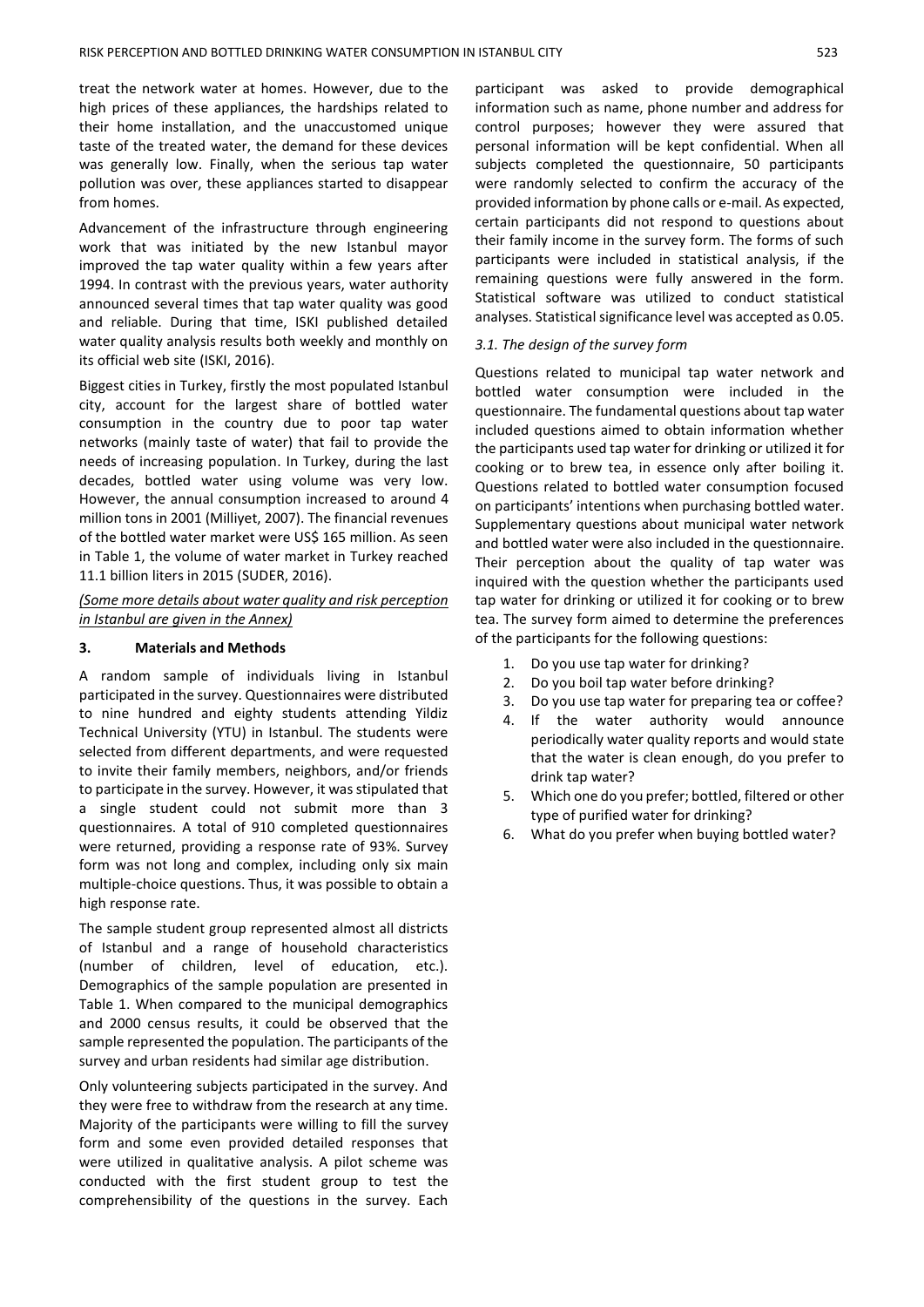treat the network water at homes. However, due to the high prices of these appliances, the hardships related to their home installation, and the unaccustomed unique taste of the treated water, the demand for these devices was generally low. Finally, when the serious tap water pollution was over, these appliances started to disappear from homes.

Advancement of the infrastructure through engineering work that was initiated by the new Istanbul mayor improved the tap water quality within a few years after 1994. In contrast with the previous years, water authority announced several times that tap water quality was good and reliable. During that time, ISKI published detailed water quality analysis results both weekly and monthly on its official web site (ISKI, 2016).

Biggest cities in Turkey, firstly the most populated Istanbul city, account for the largest share of bottled water consumption in the country due to poor tap water networks (mainly taste of water) that fail to provide the needs of increasing population. In Turkey, during the last decades, bottled water using volume was very low. However, the annual consumption increased to around 4 million tons in 2001 (Milliyet, 2007). The financial revenues of the bottled water market were US$ 165 million. As seen in Table 1, the volume of water market in Turkey reached 11.1 billion liters in 2015 (SUDER, 2016).

*(Some more details about water quality and risk perception in Istanbul are given in the Annex)*

## 3. Materials and Methods

A random sample of individuals living in Istanbul participated in the survey. Questionnaires were distributed to nine hundred and eighty students attending Yildiz Technical University (YTU) in Istanbul. The students were selected from different departments, and were requested to invite their family members, neighbors, and/or friends to participate in the survey. However, it was stipulated that a single student could not submit more than 3 questionnaires. A total of 910 completed questionnaires were returned, providing a response rate of 93%. Survey form was not long and complex, including only six main multiple-choice questions. Thus, it was possible to obtain a high response rate.

The sample student group represented almost all districts of Istanbul and a range of household characteristics (number of children, level of education, etc.). Demographics of the sample population are presented in Table 1. When compared to the municipal demographics and 2000 census results, it could be observed that the sample represented the population. The participants of the survey and urban residents had similar age distribution.

Only volunteering subjects participated in the survey. And they were free to withdraw from the research at any time. Majority of the participants were willing to fill the survey form and some even provided detailed responses that were utilized in qualitative analysis. A pilot scheme was conducted with the first student group to test the comprehensibility of the questions in the survey. Each participant was asked to provide demographical information such as name, phone number and address for control purposes; however they were assured that personal information will be kept confidential. When all subjects completed the questionnaire, 50 participants were randomly selected to confirm the accuracy of the provided information by phone calls or e-mail. As expected, certain participants did not respond to questions about their family income in the survey form. The forms of such participants were included in statistical analysis, if the remaining questions were fully answered in the form. Statistical software was utilized to conduct statistical analyses. Statistical significance level was accepted as 0.05.

### *3.1. The design of the survey form*

Questions related to municipal tap water network and bottled water consumption were included in the questionnaire. The fundamental questions about tap water included questions aimed to obtain information whether the participants used tap water for drinking or utilized it for cooking or to brew tea, in essence only after boiling it. Questions related to bottled water consumption focused on participants' intentions when purchasing bottled water. Supplementary questions about municipal water network and bottled water were also included in the questionnaire. Their perception about the quality of tap water was inquired with the question whether the participants used tap water for drinking or utilized it for cooking or to brew tea. The survey form aimed to determine the preferences of the participants for the following questions:

1. Do you use tap water for drinking?
2. Do you boil tap water before drinking?
3. Do you use tap water for preparing tea or coffee?
4. If the water authority would announce periodically water quality reports and would state that the water is clean enough, do you prefer to drink tap water?
5. Which one do you prefer; bottled, filtered or other type of purified water for drinking?
6. What do you prefer when buying bottled water?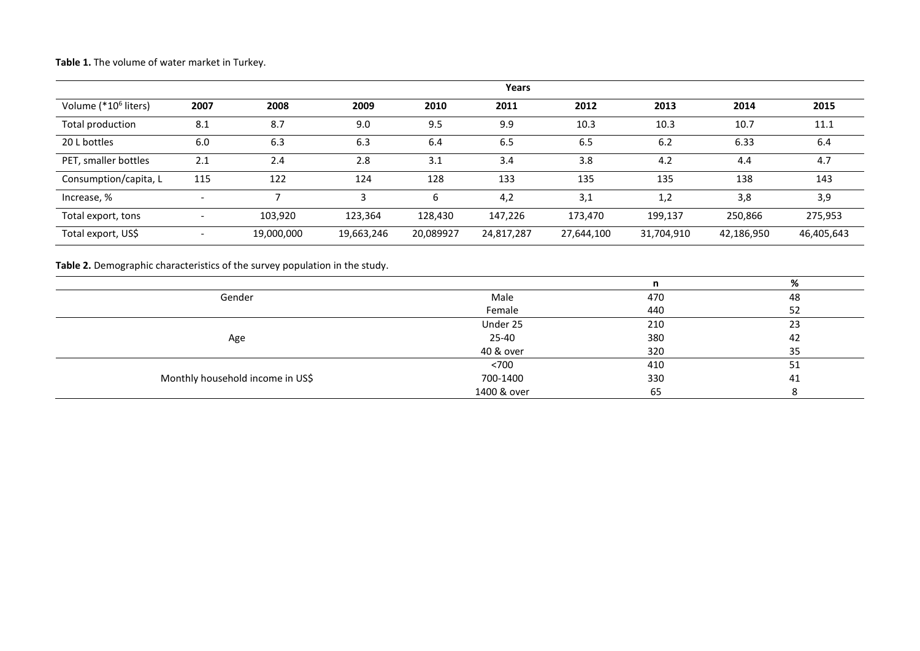**Table 1.** The volume of water market in Turkey.

| | Years | | | | | | | | |
|---|---|---|---|---|---|---|---|---|---|
| Volume ($*10^6$ liters) | **2007** | **2008** | **2009** | **2010** | **2011** | **2012** | **2013** | **2014** | **2015** |
| Total production | 8.1 | 8.7 | 9.0 | 9.5 | 9.9 | 10.3 | 10.3 | 10.7 | 11.1 |
| 20 L bottles | 6.0 | 6.3 | 6.3 | 6.4 | 6.5 | 6.5 | 6.2 | 6.33 | 6.4 |
| PET, smaller bottles | 2.1 | 2.4 | 2.8 | 3.1 | 3.4 | 3.8 | 4.2 | 4.4 | 4.7 |
| Consumption/capita, L | 115 | 122 | 124 | 128 | 133 | 135 | 135 | 138 | 143 |
| Increase, % | - | 7 | 3 | 6 | 4,2 | 3,1 | 1,2 | 3,8 | 3,9 |
| Total export, tons | - | 103,920 | 123,364 | 128,430 | 147,226 | 173,470 | 199,137 | 250,866 | 275,953 |
| Total export, US$ | - | 19,000,000 | 19,663,246 | 20,089927 | 24,817,287 | 27,644,100 | 31,704,910 | 42,186,950 | 46,405,643 |

**Table 2.** Demographic characteristics of the survey population in the study.

| | | n | % |
|---|---|---|---|
| Gender | Male | 470 | 48 |
| | Female | 440 | 52 |
| Age | Under 25 | 210 | 23 |
| | 25-40 | 380 | 42 |
| | 40 & over | 320 | 35 |
| Monthly household income in US$ | <700 | 410 | 51 |
| | 700-1400 | 330 | 41 |
| | 1400 & over | 65 | 8 |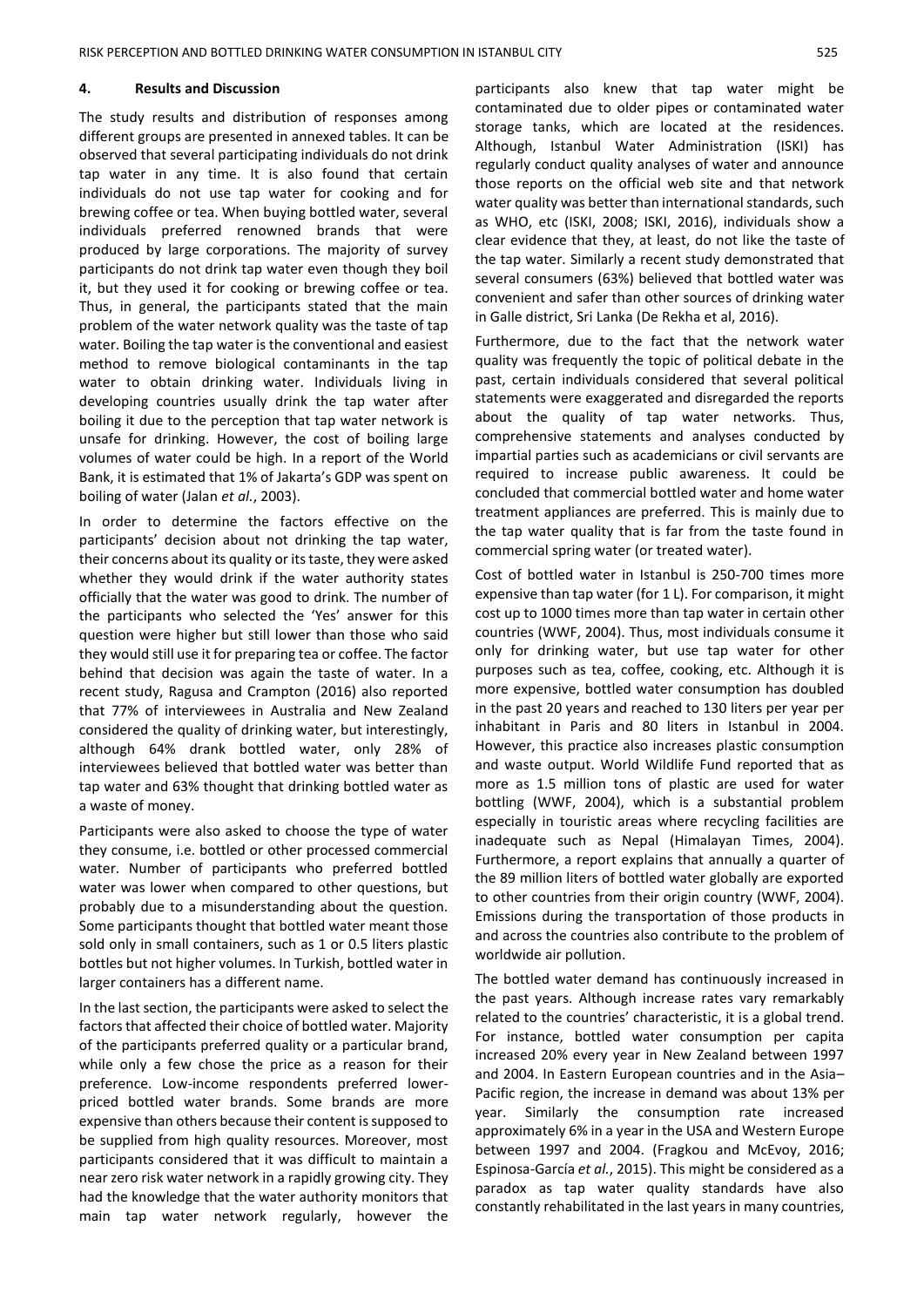## 4. Results and Discussion

The study results and distribution of responses among different groups are presented in annexed tables. It can be observed that several participating individuals do not drink tap water in any time. It is also found that certain individuals do not use tap water for cooking and for brewing coffee or tea. When buying bottled water, several individuals preferred renowned brands that were produced by large corporations. The majority of survey participants do not drink tap water even though they boil it, but they used it for cooking or brewing coffee or tea. Thus, in general, the participants stated that the main problem of the water network quality was the taste of tap water. Boiling the tap water is the conventional and easiest method to remove biological contaminants in the tap water to obtain drinking water. Individuals living in developing countries usually drink the tap water after boiling it due to the perception that tap water network is unsafe for drinking. However, the cost of boiling large volumes of water could be high. In a report of the World Bank, it is estimated that 1% of Jakarta's GDP was spent on boiling of water (Jalan *et al.*, 2003).

In order to determine the factors effective on the participants' decision about not drinking the tap water, their concerns about its quality or its taste, they were asked whether they would drink if the water authority states officially that the water was good to drink. The number of the participants who selected the 'Yes' answer for this question were higher but still lower than those who said they would still use it for preparing tea or coffee. The factor behind that decision was again the taste of water. In a recent study, Ragusa and Crampton (2016) also reported that 77% of interviewees in Australia and New Zealand considered the quality of drinking water, but interestingly, although 64% drank bottled water, only 28% of interviewees believed that bottled water was better than tap water and 63% thought that drinking bottled water as a waste of money.

Participants were also asked to choose the type of water they consume, i.e. bottled or other processed commercial water. Number of participants who preferred bottled water was lower when compared to other questions, but probably due to a misunderstanding about the question. Some participants thought that bottled water meant those sold only in small containers, such as 1 or 0.5 liters plastic bottles but not higher volumes. In Turkish, bottled water in larger containers has a different name.

In the last section, the participants were asked to select the factors that affected their choice of bottled water. Majority of the participants preferred quality or a particular brand, while only a few chose the price as a reason for their preference. Low-income respondents preferred lower-priced bottled water brands. Some brands are more expensive than others because their content is supposed to be supplied from high quality resources. Moreover, most participants considered that it was difficult to maintain a near zero risk water network in a rapidly growing city. They had the knowledge that the water authority monitors that main tap water network regularly, however the participants also knew that tap water might be contaminated due to older pipes or contaminated water storage tanks, which are located at the residences. Although, Istanbul Water Administration (ISKI) has regularly conduct quality analyses of water and announce those reports on the official web site and that network water quality was better than international standards, such as WHO, etc (ISKI, 2008; ISKI, 2016), individuals show a clear evidence that they, at least, do not like the taste of the tap water. Similarly a recent study demonstrated that several consumers (63%) believed that bottled water was convenient and safer than other sources of drinking water in Galle district, Sri Lanka (De Rekha et al, 2016).

Furthermore, due to the fact that the network water quality was frequently the topic of political debate in the past, certain individuals considered that several political statements were exaggerated and disregarded the reports about the quality of tap water networks. Thus, comprehensive statements and analyses conducted by impartial parties such as academicians or civil servants are required to increase public awareness. It could be concluded that commercial bottled water and home water treatment appliances are preferred. This is mainly due to the tap water quality that is far from the taste found in commercial spring water (or treated water).

Cost of bottled water in Istanbul is 250-700 times more expensive than tap water (for 1 L). For comparison, it might cost up to 1000 times more than tap water in certain other countries (WWF, 2004). Thus, most individuals consume it only for drinking water, but use tap water for other purposes such as tea, coffee, cooking, etc. Although it is more expensive, bottled water consumption has doubled in the past 20 years and reached to 130 liters per year per inhabitant in Paris and 80 liters in Istanbul in 2004. However, this practice also increases plastic consumption and waste output. World Wildlife Fund reported that as more as 1.5 million tons of plastic are used for water bottling (WWF, 2004), which is a substantial problem especially in touristic areas where recycling facilities are inadequate such as Nepal (Himalayan Times, 2004). Furthermore, a report explains that annually a quarter of the 89 million liters of bottled water globally are exported to other countries from their origin country (WWF, 2004). Emissions during the transportation of those products in and across the countries also contribute to the problem of worldwide air pollution.

The bottled water demand has continuously increased in the past years. Although increase rates vary remarkably related to the countries' characteristic, it is a global trend. For instance, bottled water consumption per capita increased 20% every year in New Zealand between 1997 and 2004. In Eastern European countries and in the Asia–Pacific region, the increase in demand was about 13% per year. Similarly the consumption rate increased approximately 6% in a year in the USA and Western Europe between 1997 and 2004. (Fragkou and McEvoy, 2016; Espinosa-García *et al.*, 2015). This might be considered as a paradox as tap water quality standards have also constantly rehabilitated in the last years in many countries,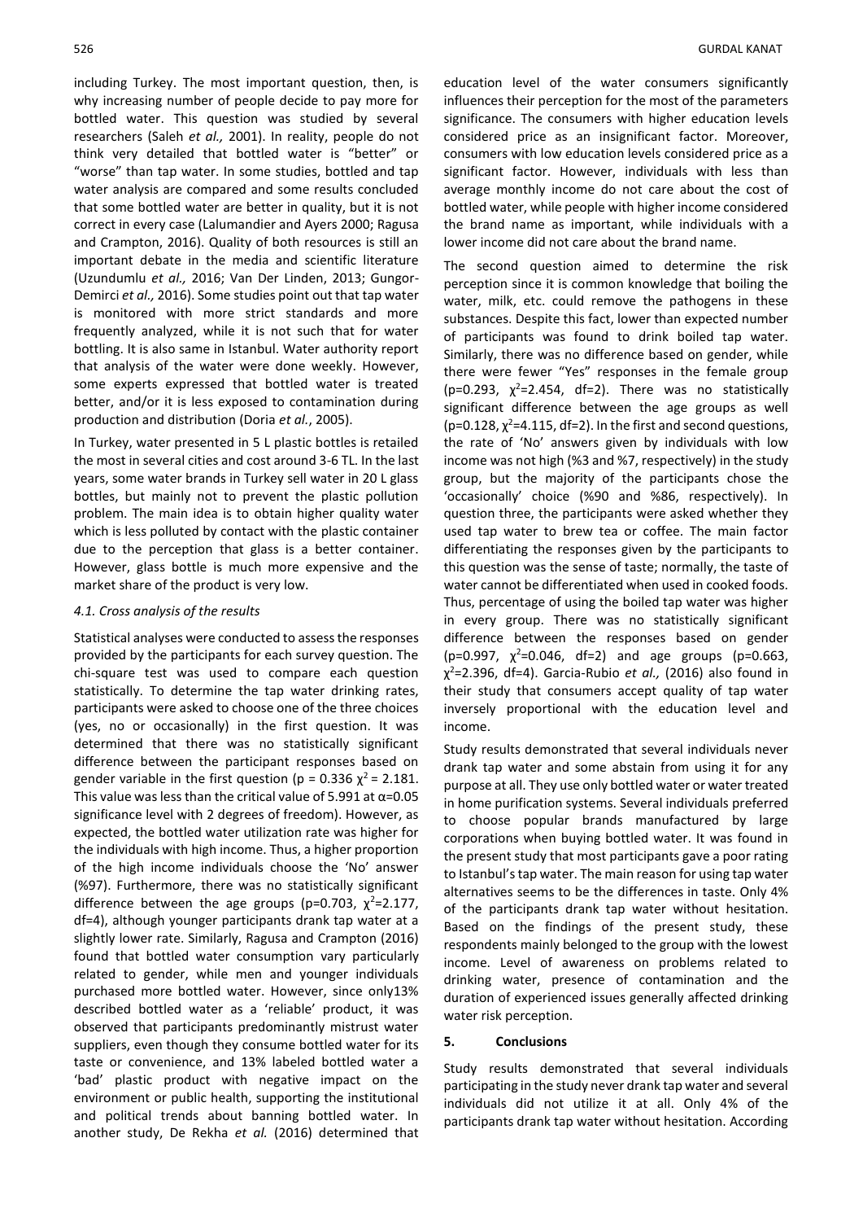including Turkey. The most important question, then, is why increasing number of people decide to pay more for bottled water. This question was studied by several researchers (Saleh *et al.,* 2001). In reality, people do not think very detailed that bottled water is "better" or "worse" than tap water. In some studies, bottled and tap water analysis are compared and some results concluded that some bottled water are better in quality, but it is not correct in every case (Lalumandier and Ayers 2000; Ragusa and Crampton, 2016). Quality of both resources is still an important debate in the media and scientific literature (Uzundumlu *et al.,* 2016; Van Der Linden, 2013; Gungor-Demirci *et al.,* 2016). Some studies point out that tap water is monitored with more strict standards and more frequently analyzed, while it is not such that for water bottling. It is also same in Istanbul. Water authority report that analysis of the water were done weekly. However, some experts expressed that bottled water is treated better, and/or it is less exposed to contamination during production and distribution (Doria *et al.*, 2005).

In Turkey, water presented in 5 L plastic bottles is retailed the most in several cities and cost around 3-6 TL. In the last years, some water brands in Turkey sell water in 20 L glass bottles, but mainly not to prevent the plastic pollution problem. The main idea is to obtain higher quality water which is less polluted by contact with the plastic container due to the perception that glass is a better container. However, glass bottle is much more expensive and the market share of the product is very low.

### *4.1. Cross analysis of the results*

Statistical analyses were conducted to assess the responses provided by the participants for each survey question. The chi-square test was used to compare each question statistically. To determine the tap water drinking rates, participants were asked to choose one of the three choices (yes, no or occasionally) in the first question. It was determined that there was no statistically significant difference between the participant responses based on gender variable in the first question ($p = 0.336$ $\chi^2 = 2.181$. This value was less than the critical value of 5.991 at $\alpha$=0.05 significance level with 2 degrees of freedom). However, as expected, the bottled water utilization rate was higher for the individuals with high income. Thus, a higher proportion of the high income individuals choose the 'No' answer (%97). Furthermore, there was no statistically significant difference between the age groups ($p$=0.703, $\chi^2$=2.177, df=4), although younger participants drank tap water at a slightly lower rate. Similarly, Ragusa and Crampton (2016) found that bottled water consumption vary particularly related to gender, while men and younger individuals purchased more bottled water. However, since only13% described bottled water as a 'reliable' product, it was observed that participants predominantly mistrust water suppliers, even though they consume bottled water for its taste or convenience, and 13% labeled bottled water a 'bad' plastic product with negative impact on the environment or public health, supporting the institutional and political trends about banning bottled water. In another study, De Rekha *et al.* (2016) determined that education level of the water consumers significantly influences their perception for the most of the parameters significance. The consumers with higher education levels considered price as an insignificant factor. Moreover, consumers with low education levels considered price as a significant factor. However, individuals with less than average monthly income do not care about the cost of bottled water, while people with higher income considered the brand name as important, while individuals with a lower income did not care about the brand name.

The second question aimed to determine the risk perception since it is common knowledge that boiling the water, milk, etc. could remove the pathogens in these substances. Despite this fact, lower than expected number of participants was found to drink boiled tap water. Similarly, there was no difference based on gender, while there were fewer "Yes" responses in the female group ($p$=0.293, $\chi^2$=2.454, df=2). There was no statistically significant difference between the age groups as well ($p$=0.128, $\chi^2$=4.115, df=2). In the first and second questions, the rate of 'No' answers given by individuals with low income was not high (%3 and %7, respectively) in the study group, but the majority of the participants chose the 'occasionally' choice (%90 and %86, respectively). In question three, the participants were asked whether they used tap water to brew tea or coffee. The main factor differentiating the responses given by the participants to this question was the sense of taste; normally, the taste of water cannot be differentiated when used in cooked foods. Thus, percentage of using the boiled tap water was higher in every group. There was no statistically significant difference between the responses based on gender ($p$=0.997, $\chi^2$=0.046, df=2) and age groups ($p$=0.663, $\chi^2$=2.396, df=4). Garcia-Rubio *et al.,* (2016) also found in their study that consumers accept quality of tap water inversely proportional with the education level and income.

Study results demonstrated that several individuals never drank tap water and some abstain from using it for any purpose at all. They use only bottled water or water treated in home purification systems. Several individuals preferred to choose popular brands manufactured by large corporations when buying bottled water. It was found in the present study that most participants gave a poor rating to Istanbul's tap water. The main reason for using tap water alternatives seems to be the differences in taste. Only 4% of the participants drank tap water without hesitation. Based on the findings of the present study, these respondents mainly belonged to the group with the lowest income. Level of awareness on problems related to drinking water, presence of contamination and the duration of experienced issues generally affected drinking water risk perception.

## 5. Conclusions

Study results demonstrated that several individuals participating in the study never drank tap water and several individuals did not utilize it at all. Only 4% of the participants drank tap water without hesitation. According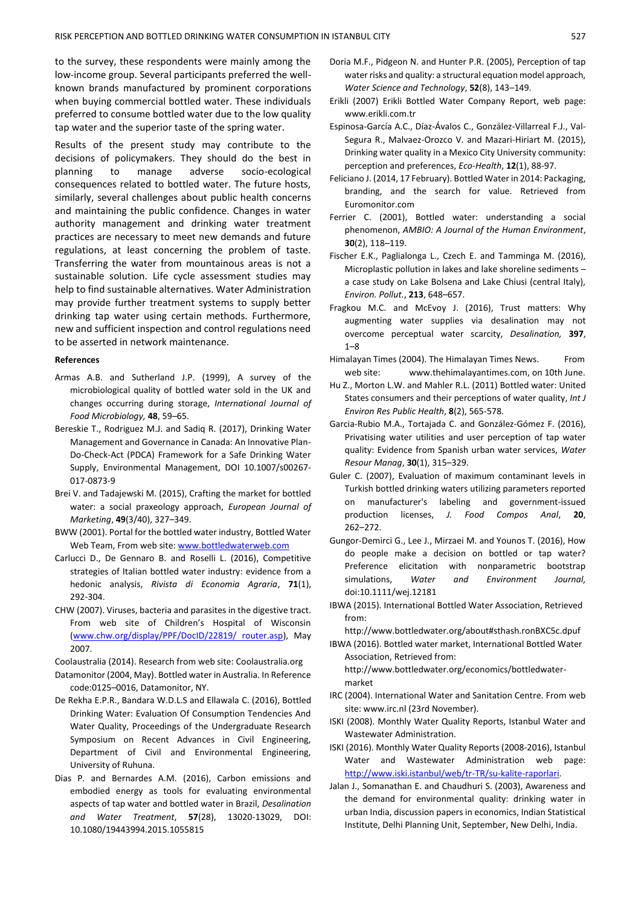to the survey, these respondents were mainly among the low-income group. Several participants preferred the well-known brands manufactured by prominent corporations when buying commercial bottled water. These individuals preferred to consume bottled water due to the low quality tap water and the superior taste of the spring water.

Results of the present study may contribute to the decisions of policymakers. They should do the best in planning to manage adverse socio-ecological consequences related to bottled water. The future hosts, similarly, several challenges about public health concerns and maintaining the public confidence. Changes in water authority management and drinking water treatment practices are necessary to meet new demands and future regulations, at least concerning the problem of taste. Transferring the water from mountainous areas is not a sustainable solution. Life cycle assessment studies may help to find sustainable alternatives. Water Administration may provide further treatment systems to supply better drinking tap water using certain methods. Furthermore, new and sufficient inspection and control regulations need to be asserted in network maintenance.

**References**

Armas A.B. and Sutherland J.P. (1999), A survey of the microbiological quality of bottled water sold in the UK and changes occurring during storage, *International Journal of Food Microbiology,* **48**, 59–65.

Bereskie T., Rodriguez M.J. and Sadiq R. (2017), Drinking Water Management and Governance in Canada: An Innovative Plan-Do-Check-Act (PDCA) Framework for a Safe Drinking Water Supply, Environmental Management, DOI 10.1007/s00267-017-0873-9

Brei V. and Tadajewski M. (2015), Crafting the market for bottled water: a social praxeology approach, *European Journal of Marketing*, **49**(3/40), 327–349.

BWW (2001). Portal for the bottled water industry, Bottled Water Web Team, From web site: www.bottledwaterweb.com

Carlucci D., De Gennaro B. and Roselli L. (2016), Competitive strategies of Italian bottled water industry: evidence from a hedonic analysis, *Rivista di Economia Agraria*, **71**(1), 292-304.

CHW (2007). Viruses, bacteria and parasites in the digestive tract. From web site of Children's Hospital of Wisconsin (www.chw.org/display/PPF/DocID/22819/ router.asp), May 2007.

Coolaustralia (2014). Research from web site: Coolaustralia.org

Datamonitor (2004, May). Bottled water in Australia. In Reference code:0125–0016, Datamonitor, NY.

De Rekha E.P.R., Bandara W.D.L.S and Ellawala C. (2016), Bottled Drinking Water: Evaluation Of Consumption Tendencies And Water Quality, Proceedings of the Undergraduate Research Symposium on Recent Advances in Civil Engineering, Department of Civil and Environmental Engineering, University of Ruhuna.

Dias P. and Bernardes A.M. (2016), Carbon emissions and embodied energy as tools for evaluating environmental aspects of tap water and bottled water in Brazil, *Desalination and Water Treatment*, **57**(28), 13020-13029, DOI: 10.1080/19443994.2015.1055815

Doria M.F., Pidgeon N. and Hunter P.R. (2005), Perception of tap water risks and quality: a structural equation model approach, *Water Science and Technology*, **52**(8), 143–149.

Erikli (2007) Erikli Bottled Water Company Report, web page: www.erikli.com.tr

Espinosa-García A.C., Díaz-Ávalos C., González-Villarreal F.J., Val-Segura R., Malvaez-Orozco V. and Mazari-Hiriart M. (2015), Drinking water quality in a Mexico City University community: perception and preferences, *Eco-Health*, **12**(1), 88-97.

Feliciano J. (2014, 17 February). Bottled Water in 2014: Packaging, branding, and the search for value. Retrieved from Euromonitor.com

Ferrier C. (2001), Bottled water: understanding a social phenomenon, *AMBIO: A Journal of the Human Environment*, **30**(2), 118–119.

Fischer E.K., Paglialonga L., Czech E. and Tamminga M. (2016), Microplastic pollution in lakes and lake shoreline sediments – a case study on Lake Bolsena and Lake Chiusi (central Italy), *Environ. Pollut.*, **213**, 648–657.

Fragkou M.C. and McEvoy J. (2016), Trust matters: Why augmenting water supplies via desalination may not overcome perceptual water scarcity, *Desalination,* **397**, 1–8

Himalayan Times (2004). The Himalayan Times News. From web site: www.thehimalayantimes.com, on 10th June.

Hu Z., Morton L.W. and Mahler R.L. (2011) Bottled water: United States consumers and their perceptions of water quality, *Int J Environ Res Public Health*, **8**(2), 565-578.

Garcia-Rubio M.A., Tortajada C. and González-Gómez F. (2016), Privatising water utilities and user perception of tap water quality: Evidence from Spanish urban water services, *Water Resour Manag*, **30**(1), 315–329.

Guler C. (2007), Evaluation of maximum contaminant levels in Turkish bottled drinking waters utilizing parameters reported on manufacturer's labeling and government-issued production licenses, *J. Food Compos Anal*, **20**, 262–272.

Gungor-Demirci G., Lee J., Mirzaei M. and Younos T. (2016), How do people make a decision on bottled or tap water? Preference elicitation with nonparametric bootstrap simulations, *Water and Environment Journal,* doi:10.1111/wej.12181

IBWA (2015). International Bottled Water Association, Retrieved from: http://www.bottledwater.org/about#sthash.ronBXC5c.dpuf

IBWA (2016). Bottled water market, International Bottled Water Association, Retrieved from: http://www.bottledwater.org/economics/bottledwater-market

IRC (2004). International Water and Sanitation Centre. From web site: www.irc.nl (23rd November).

ISKI (2008). Monthly Water Quality Reports, Istanbul Water and Wastewater Administration.

ISKI (2016). Monthly Water Quality Reports (2008-2016), Istanbul Water and Wastewater Administration web page: http://www.iski.istanbul/web/tr-TR/su-kalite-raporlari.

Jalan J., Somanathan E. and Chaudhuri S. (2003), Awareness and the demand for environmental quality: drinking water in urban India, discussion papers in economics, Indian Statistical Institute, Delhi Planning Unit, September, New Delhi, India.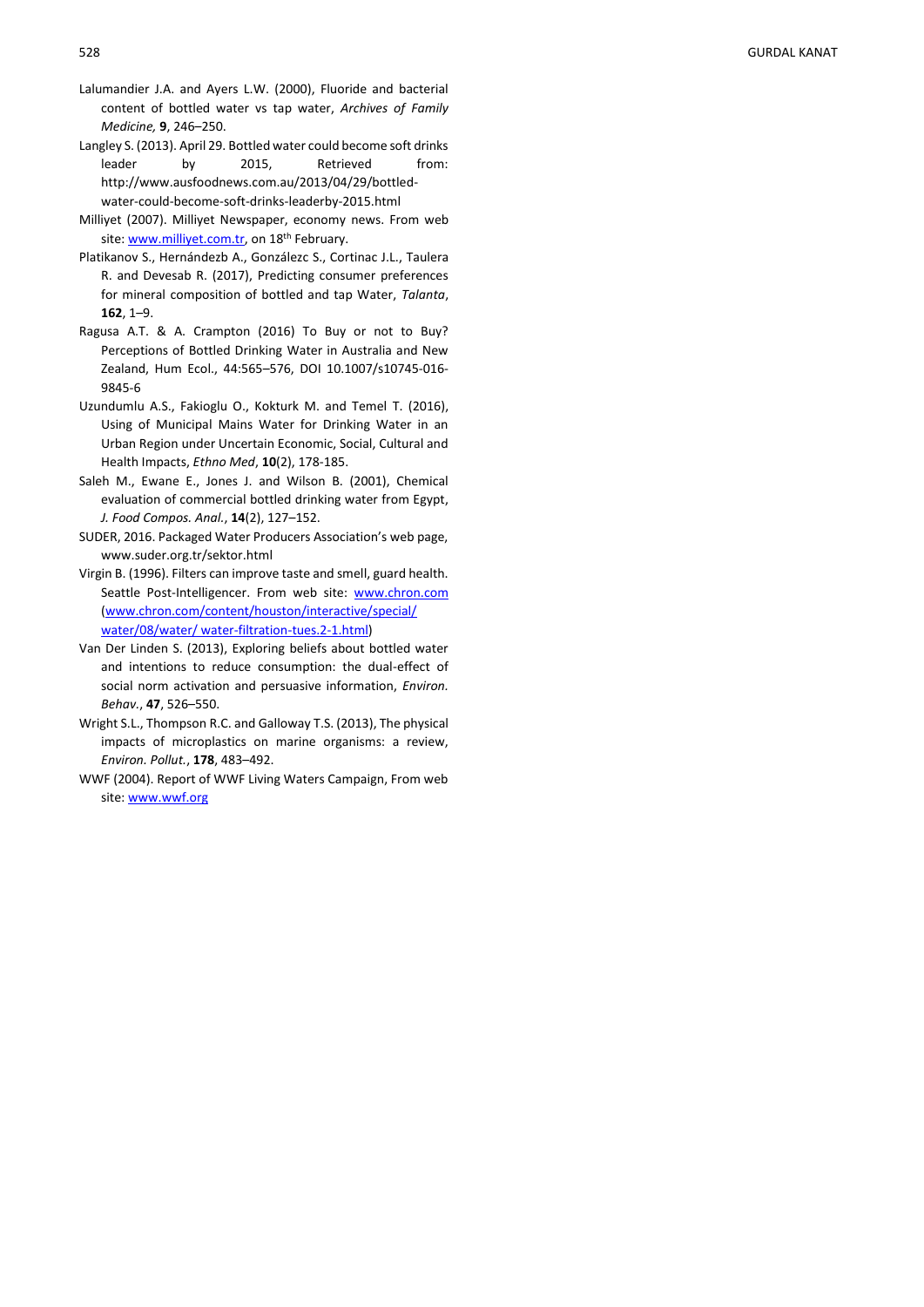Lalumandier J.A. and Ayers L.W. (2000), Fluoride and bacterial content of bottled water vs tap water, *Archives of Family Medicine,* **9**, 246–250.

Langley S. (2013). April 29. Bottled water could become soft drinks leader by 2015, Retrieved from: http://www.ausfoodnews.com.au/2013/04/29/bottled-water-could-become-soft-drinks-leaderby-2015.html

Milliyet (2007). Milliyet Newspaper, economy news. From web site: www.milliyet.com.tr, on 18th February.

Platikanov S., Hernándezb A., Gonzálezc S., Cortinac J.L., Taulera R. and Devesab R. (2017), Predicting consumer preferences for mineral composition of bottled and tap Water, *Talanta*, **162**, 1–9.

Ragusa A.T. & A. Crampton (2016) To Buy or not to Buy? Perceptions of Bottled Drinking Water in Australia and New Zealand, Hum Ecol., 44:565–576, DOI 10.1007/s10745-016-9845-6

Uzundumlu A.S., Fakioglu O., Kokturk M. and Temel T. (2016), Using of Municipal Mains Water for Drinking Water in an Urban Region under Uncertain Economic, Social, Cultural and Health Impacts, *Ethno Med*, **10**(2), 178-185.

Saleh M., Ewane E., Jones J. and Wilson B. (2001), Chemical evaluation of commercial bottled drinking water from Egypt, *J. Food Compos. Anal.*, **14**(2), 127–152.

SUDER, 2016. Packaged Water Producers Association's web page, www.suder.org.tr/sektor.html

Virgin B. (1996). Filters can improve taste and smell, guard health. Seattle Post-Intelligencer. From web site: www.chron.com (www.chron.com/content/houston/interactive/special/water/08/water/ water-filtration-tues.2-1.html)

Van Der Linden S. (2013), Exploring beliefs about bottled water and intentions to reduce consumption: the dual-effect of social norm activation and persuasive information, *Environ. Behav.*, **47**, 526–550.

Wright S.L., Thompson R.C. and Galloway T.S. (2013), The physical impacts of microplastics on marine organisms: a review, *Environ. Pollut.*, **178**, 483–492.

WWF (2004). Report of WWF Living Waters Campaign, From web site: www.wwf.org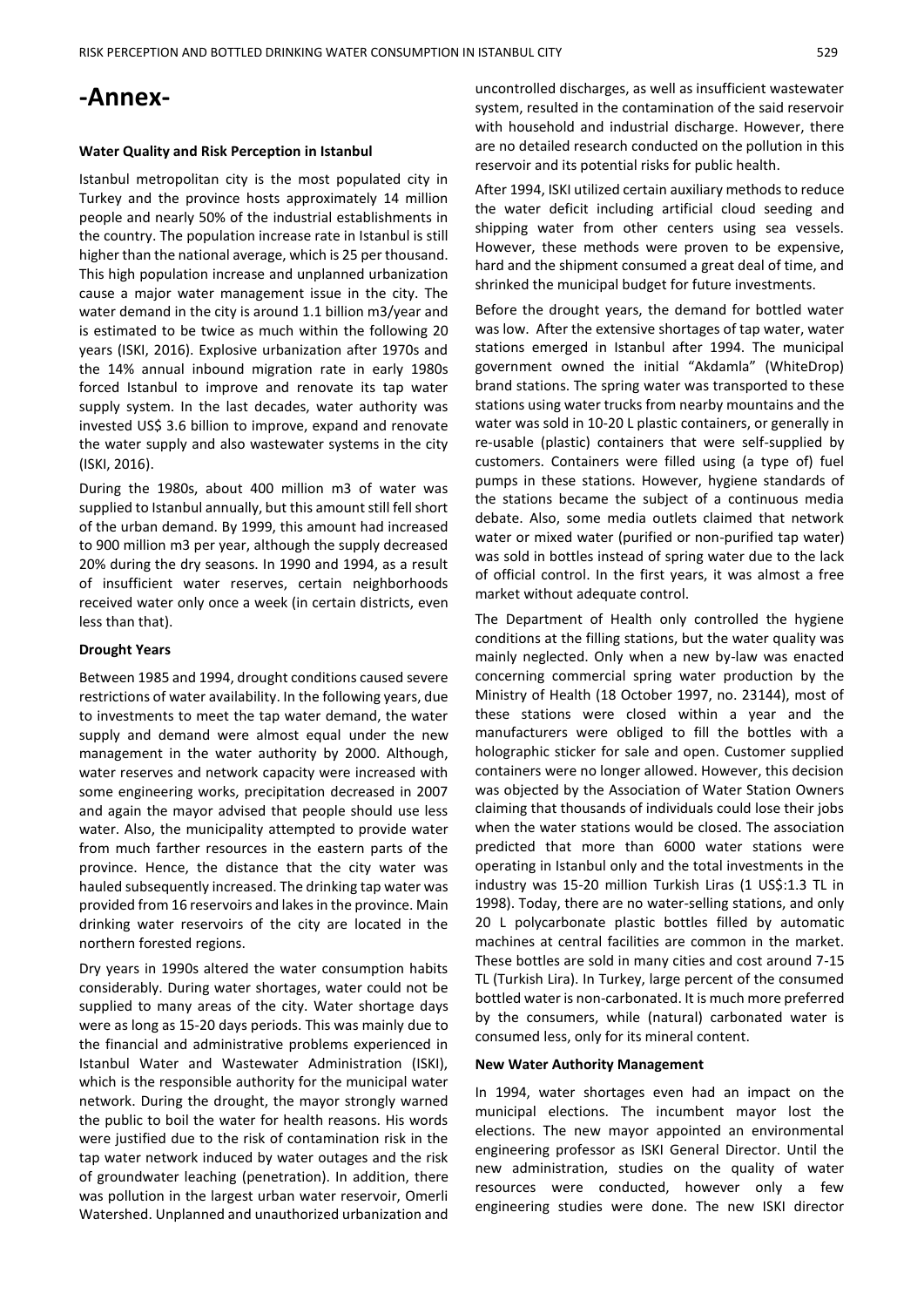# -Annex-

**Water Quality and Risk Perception in Istanbul**

Istanbul metropolitan city is the most populated city in Turkey and the province hosts approximately 14 million people and nearly 50% of the industrial establishments in the country. The population increase rate in Istanbul is still higher than the national average, which is 25 per thousand. This high population increase and unplanned urbanization cause a major water management issue in the city. The water demand in the city is around 1.1 billion m3/year and is estimated to be twice as much within the following 20 years (ISKI, 2016). Explosive urbanization after 1970s and the 14% annual inbound migration rate in early 1980s forced Istanbul to improve and renovate its tap water supply system. In the last decades, water authority was invested US$ 3.6 billion to improve, expand and renovate the water supply and also wastewater systems in the city (ISKI, 2016).

During the 1980s, about 400 million m3 of water was supplied to Istanbul annually, but this amount still fell short of the urban demand. By 1999, this amount had increased to 900 million m3 per year, although the supply decreased 20% during the dry seasons. In 1990 and 1994, as a result of insufficient water reserves, certain neighborhoods received water only once a week (in certain districts, even less than that).

**Drought Years**

Between 1985 and 1994, drought conditions caused severe restrictions of water availability. In the following years, due to investments to meet the tap water demand, the water supply and demand were almost equal under the new management in the water authority by 2000. Although, water reserves and network capacity were increased with some engineering works, precipitation decreased in 2007 and again the mayor advised that people should use less water. Also, the municipality attempted to provide water from much farther resources in the eastern parts of the province. Hence, the distance that the city water was hauled subsequently increased. The drinking tap water was provided from 16 reservoirs and lakes in the province. Main drinking water reservoirs of the city are located in the northern forested regions.

Dry years in 1990s altered the water consumption habits considerably. During water shortages, water could not be supplied to many areas of the city. Water shortage days were as long as 15-20 days periods. This was mainly due to the financial and administrative problems experienced in Istanbul Water and Wastewater Administration (ISKI), which is the responsible authority for the municipal water network. During the drought, the mayor strongly warned the public to boil the water for health reasons. His words were justified due to the risk of contamination risk in the tap water network induced by water outages and the risk of groundwater leaching (penetration). In addition, there was pollution in the largest urban water reservoir, Omerli Watershed. Unplanned and unauthorized urbanization and uncontrolled discharges, as well as insufficient wastewater system, resulted in the contamination of the said reservoir with household and industrial discharge. However, there are no detailed research conducted on the pollution in this reservoir and its potential risks for public health.

After 1994, ISKI utilized certain auxiliary methods to reduce the water deficit including artificial cloud seeding and shipping water from other centers using sea vessels. However, these methods were proven to be expensive, hard and the shipment consumed a great deal of time, and shrinked the municipal budget for future investments.

Before the drought years, the demand for bottled water was low. After the extensive shortages of tap water, water stations emerged in Istanbul after 1994. The municipal government owned the initial "Akdamla" (WhiteDrop) brand stations. The spring water was transported to these stations using water trucks from nearby mountains and the water was sold in 10-20 L plastic containers, or generally in re-usable (plastic) containers that were self-supplied by customers. Containers were filled using (a type of) fuel pumps in these stations. However, hygiene standards of the stations became the subject of a continuous media debate. Also, some media outlets claimed that network water or mixed water (purified or non-purified tap water) was sold in bottles instead of spring water due to the lack of official control. In the first years, it was almost a free market without adequate control.

The Department of Health only controlled the hygiene conditions at the filling stations, but the water quality was mainly neglected. Only when a new by-law was enacted concerning commercial spring water production by the Ministry of Health (18 October 1997, no. 23144), most of these stations were closed within a year and the manufacturers were obliged to fill the bottles with a holographic sticker for sale and open. Customer supplied containers were no longer allowed. However, this decision was objected by the Association of Water Station Owners claiming that thousands of individuals could lose their jobs when the water stations would be closed. The association predicted that more than 6000 water stations were operating in Istanbul only and the total investments in the industry was 15-20 million Turkish Liras (1 US$:1.3 TL in 1998). Today, there are no water-selling stations, and only 20 L polycarbonate plastic bottles filled by automatic machines at central facilities are common in the market. These bottles are sold in many cities and cost around 7-15 TL (Turkish Lira). In Turkey, large percent of the consumed bottled water is non-carbonated. It is much more preferred by the consumers, while (natural) carbonated water is consumed less, only for its mineral content.

**New Water Authority Management**

In 1994, water shortages even had an impact on the municipal elections. The incumbent mayor lost the elections. The new mayor appointed an environmental engineering professor as ISKI General Director. Until the new administration, studies on the quality of water resources were conducted, however only a few engineering studies were done. The new ISKI director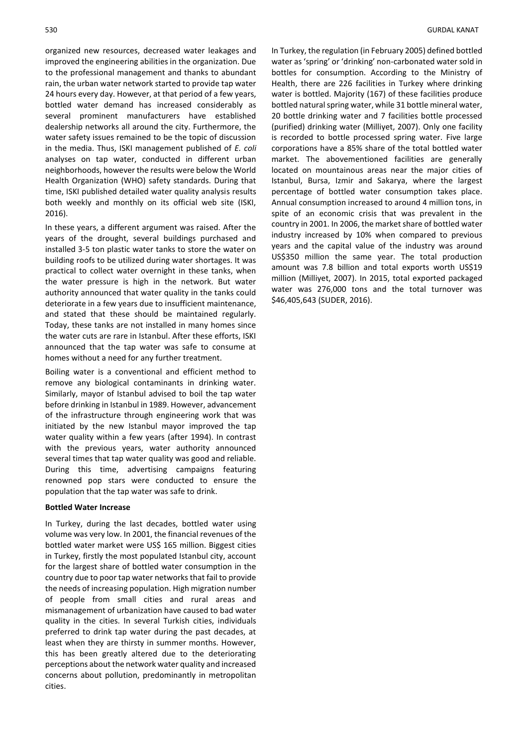organized new resources, decreased water leakages and improved the engineering abilities in the organization. Due to the professional management and thanks to abundant rain, the urban water network started to provide tap water 24 hours every day. However, at that period of a few years, bottled water demand has increased considerably as several prominent manufacturers have established dealership networks all around the city. Furthermore, the water safety issues remained to be the topic of discussion in the media. Thus, ISKI management published of *E. coli* analyses on tap water, conducted in different urban neighborhoods, however the results were below the World Health Organization (WHO) safety standards. During that time, ISKI published detailed water quality analysis results both weekly and monthly on its official web site (ISKI, 2016).

In these years, a different argument was raised. After the years of the drought, several buildings purchased and installed 3-5 ton plastic water tanks to store the water on building roofs to be utilized during water shortages. It was practical to collect water overnight in these tanks, when the water pressure is high in the network. But water authority announced that water quality in the tanks could deteriorate in a few years due to insufficient maintenance, and stated that these should be maintained regularly. Today, these tanks are not installed in many homes since the water cuts are rare in Istanbul. After these efforts, ISKI announced that the tap water was safe to consume at homes without a need for any further treatment.

Boiling water is a conventional and efficient method to remove any biological contaminants in drinking water. Similarly, mayor of Istanbul advised to boil the tap water before drinking in Istanbul in 1989. However, advancement of the infrastructure through engineering work that was initiated by the new Istanbul mayor improved the tap water quality within a few years (after 1994). In contrast with the previous years, water authority announced several times that tap water quality was good and reliable. During this time, advertising campaigns featuring renowned pop stars were conducted to ensure the population that the tap water was safe to drink.

**Bottled Water Increase**

In Turkey, during the last decades, bottled water using volume was very low. In 2001, the financial revenues of the bottled water market were US$ 165 million. Biggest cities in Turkey, firstly the most populated Istanbul city, account for the largest share of bottled water consumption in the country due to poor tap water networks that fail to provide the needs of increasing population. High migration number of people from small cities and rural areas and mismanagement of urbanization have caused to bad water quality in the cities. In several Turkish cities, individuals preferred to drink tap water during the past decades, at least when they are thirsty in summer months. However, this has been greatly altered due to the deteriorating perceptions about the network water quality and increased concerns about pollution, predominantly in metropolitan cities.

In Turkey, the regulation (in February 2005) defined bottled water as 'spring' or 'drinking' non-carbonated water sold in bottles for consumption. According to the Ministry of Health, there are 226 facilities in Turkey where drinking water is bottled. Majority (167) of these facilities produce bottled natural spring water, while 31 bottle mineral water, 20 bottle drinking water and 7 facilities bottle processed (purified) drinking water (Milliyet, 2007). Only one facility is recorded to bottle processed spring water. Five large corporations have a 85% share of the total bottled water market. The abovementioned facilities are generally located on mountainous areas near the major cities of Istanbul, Bursa, Izmir and Sakarya, where the largest percentage of bottled water consumption takes place. Annual consumption increased to around 4 million tons, in spite of an economic crisis that was prevalent in the country in 2001. In 2006, the market share of bottled water industry increased by 10% when compared to previous years and the capital value of the industry was around US$350 million the same year. The total production amount was 7.8 billion and total exports worth US$19 million (Milliyet, 2007). In 2015, total exported packaged water was 276,000 tons and the total turnover was $46,405,643 (SUDER, 2016).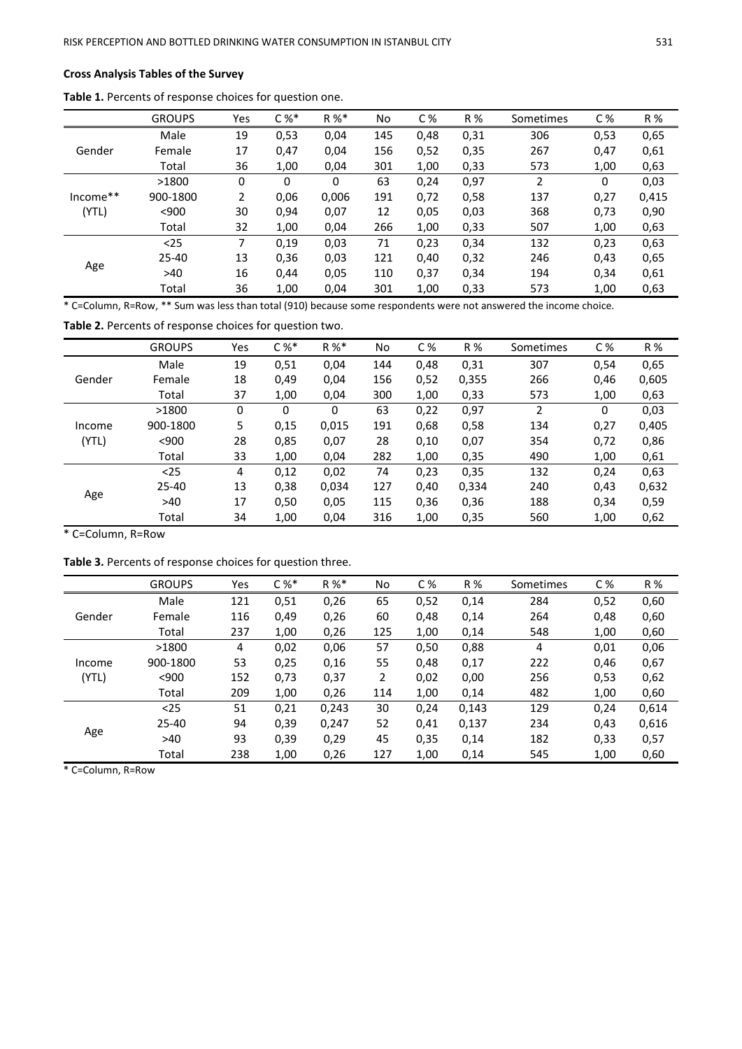**Cross Analysis Tables of the Survey**

**Table 1.** Percents of response choices for question one.

| | GROUPS | Yes | C %* | R %* | No | C % | R % | Sometimes | C % | R % |
|---|---|---|---|---|---|---|---|---|---|---|
| Gender | Male | 19 | 0,53 | 0,04 | 145 | 0,48 | 0,31 | 306 | 0,53 | 0,65 |
| | Female | 17 | 0,47 | 0,04 | 156 | 0,52 | 0,35 | 267 | 0,47 | 0,61 |
| | Total | 36 | 1,00 | 0,04 | 301 | 1,00 | 0,33 | 573 | 1,00 | 0,63 |
| Income** (YTL) | >1800 | 0 | 0 | 0 | 63 | 0,24 | 0,97 | 2 | 0 | 0,03 |
| | 900-1800 | 2 | 0,06 | 0,006 | 191 | 0,72 | 0,58 | 137 | 0,27 | 0,415 |
| | <900 | 30 | 0,94 | 0,07 | 12 | 0,05 | 0,03 | 368 | 0,73 | 0,90 |
| | Total | 32 | 1,00 | 0,04 | 266 | 1,00 | 0,33 | 507 | 1,00 | 0,63 |
| Age | <25 | 7 | 0,19 | 0,03 | 71 | 0,23 | 0,34 | 132 | 0,23 | 0,63 |
| | 25-40 | 13 | 0,36 | 0,03 | 121 | 0,40 | 0,32 | 246 | 0,43 | 0,65 |
| | >40 | 16 | 0,44 | 0,05 | 110 | 0,37 | 0,34 | 194 | 0,34 | 0,61 |
| | Total | 36 | 1,00 | 0,04 | 301 | 1,00 | 0,33 | 573 | 1,00 | 0,63 |

* C=Column, R=Row, ** Sum was less than total (910) because some respondents were not answered the income choice.

**Table 2.** Percents of response choices for question two.

| | GROUPS | Yes | C %* | R %* | No | C % | R % | Sometimes | C % | R % |
|---|---|---|---|---|---|---|---|---|---|---|
| Gender | Male | 19 | 0,51 | 0,04 | 144 | 0,48 | 0,31 | 307 | 0,54 | 0,65 |
| | Female | 18 | 0,49 | 0,04 | 156 | 0,52 | 0,355 | 266 | 0,46 | 0,605 |
| | Total | 37 | 1,00 | 0,04 | 300 | 1,00 | 0,33 | 573 | 1,00 | 0,63 |
| Income (YTL) | >1800 | 0 | 0 | 0 | 63 | 0,22 | 0,97 | 2 | 0 | 0,03 |
| | 900-1800 | 5 | 0,15 | 0,015 | 191 | 0,68 | 0,58 | 134 | 0,27 | 0,405 |
| | <900 | 28 | 0,85 | 0,07 | 28 | 0,10 | 0,07 | 354 | 0,72 | 0,86 |
| | Total | 33 | 1,00 | 0,04 | 282 | 1,00 | 0,35 | 490 | 1,00 | 0,61 |
| Age | <25 | 4 | 0,12 | 0,02 | 74 | 0,23 | 0,35 | 132 | 0,24 | 0,63 |
| | 25-40 | 13 | 0,38 | 0,034 | 127 | 0,40 | 0,334 | 240 | 0,43 | 0,632 |
| | >40 | 17 | 0,50 | 0,05 | 115 | 0,36 | 0,36 | 188 | 0,34 | 0,59 |
| | Total | 34 | 1,00 | 0,04 | 316 | 1,00 | 0,35 | 560 | 1,00 | 0,62 |

* C=Column, R=Row

**Table 3.** Percents of response choices for question three.

| | GROUPS | Yes | C %* | R %* | No | C % | R % | Sometimes | C % | R % |
|---|---|---|---|---|---|---|---|---|---|---|
| Gender | Male | 121 | 0,51 | 0,26 | 65 | 0,52 | 0,14 | 284 | 0,52 | 0,60 |
| | Female | 116 | 0,49 | 0,26 | 60 | 0,48 | 0,14 | 264 | 0,48 | 0,60 |
| | Total | 237 | 1,00 | 0,26 | 125 | 1,00 | 0,14 | 548 | 1,00 | 0,60 |
| Income (YTL) | >1800 | 4 | 0,02 | 0,06 | 57 | 0,50 | 0,88 | 4 | 0,01 | 0,06 |
| | 900-1800 | 53 | 0,25 | 0,16 | 55 | 0,48 | 0,17 | 222 | 0,46 | 0,67 |
| | <900 | 152 | 0,73 | 0,37 | 2 | 0,02 | 0,00 | 256 | 0,53 | 0,62 |
| | Total | 209 | 1,00 | 0,26 | 114 | 1,00 | 0,14 | 482 | 1,00 | 0,60 |
| Age | <25 | 51 | 0,21 | 0,243 | 30 | 0,24 | 0,143 | 129 | 0,24 | 0,614 |
| | 25-40 | 94 | 0,39 | 0,247 | 52 | 0,41 | 0,137 | 234 | 0,43 | 0,616 |
| | >40 | 93 | 0,39 | 0,29 | 45 | 0,35 | 0,14 | 182 | 0,33 | 0,57 |
| | Total | 238 | 1,00 | 0,26 | 127 | 1,00 | 0,14 | 545 | 1,00 | 0,60 |

* C=Column, R=Row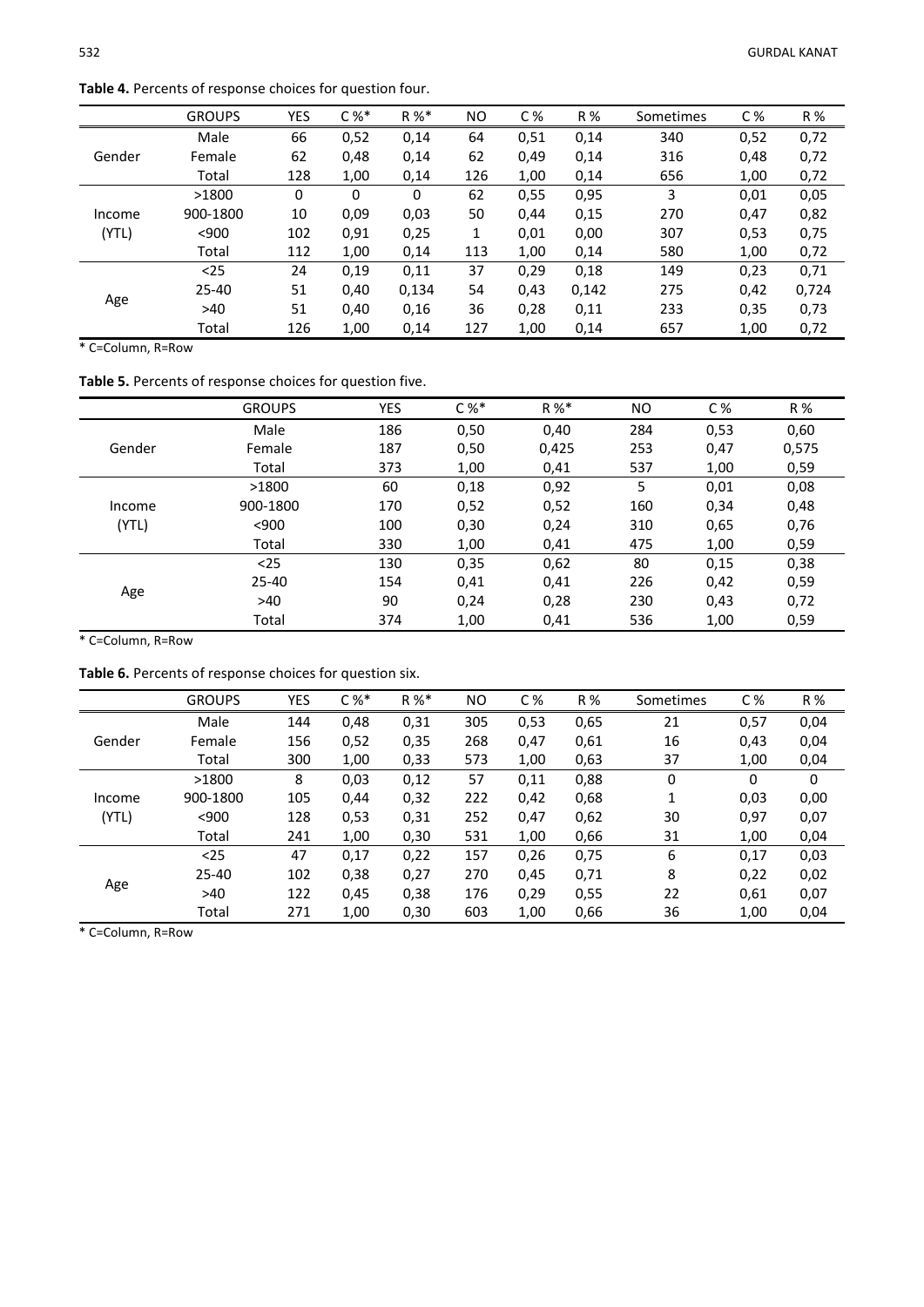**Table 4.** Percents of response choices for question four.

| | GROUPS | YES | C %* | R %* | NO | C % | R % | Sometimes | C % | R % |
|---|---|---|---|---|---|---|---|---|---|---|
| Gender | Male | 66 | 0,52 | 0,14 | 64 | 0,51 | 0,14 | 340 | 0,52 | 0,72 |
| | Female | 62 | 0,48 | 0,14 | 62 | 0,49 | 0,14 | 316 | 0,48 | 0,72 |
| | Total | 128 | 1,00 | 0,14 | 126 | 1,00 | 0,14 | 656 | 1,00 | 0,72 |
| Income (YTL) | >1800 | 0 | 0 | 0 | 62 | 0,55 | 0,95 | 3 | 0,01 | 0,05 |
| | 900-1800 | 10 | 0,09 | 0,03 | 50 | 0,44 | 0,15 | 270 | 0,47 | 0,82 |
| | <900 | 102 | 0,91 | 0,25 | 1 | 0,01 | 0,00 | 307 | 0,53 | 0,75 |
| | Total | 112 | 1,00 | 0,14 | 113 | 1,00 | 0,14 | 580 | 1,00 | 0,72 |
| Age | <25 | 24 | 0,19 | 0,11 | 37 | 0,29 | 0,18 | 149 | 0,23 | 0,71 |
| | 25-40 | 51 | 0,40 | 0,134 | 54 | 0,43 | 0,142 | 275 | 0,42 | 0,724 |
| | >40 | 51 | 0,40 | 0,16 | 36 | 0,28 | 0,11 | 233 | 0,35 | 0,73 |
| | Total | 126 | 1,00 | 0,14 | 127 | 1,00 | 0,14 | 657 | 1,00 | 0,72 |

* C=Column, R=Row

**Table 5.** Percents of response choices for question five.

| | GROUPS | YES | C %* | R %* | NO | C % | R % |
|---|---|---|---|---|---|---|---|
| Gender | Male | 186 | 0,50 | 0,40 | 284 | 0,53 | 0,60 |
| | Female | 187 | 0,50 | 0,425 | 253 | 0,47 | 0,575 |
| | Total | 373 | 1,00 | 0,41 | 537 | 1,00 | 0,59 |
| Income (YTL) | >1800 | 60 | 0,18 | 0,92 | 5 | 0,01 | 0,08 |
| | 900-1800 | 170 | 0,52 | 0,52 | 160 | 0,34 | 0,48 |
| | <900 | 100 | 0,30 | 0,24 | 310 | 0,65 | 0,76 |
| | Total | 330 | 1,00 | 0,41 | 475 | 1,00 | 0,59 |
| Age | <25 | 130 | 0,35 | 0,62 | 80 | 0,15 | 0,38 |
| | 25-40 | 154 | 0,41 | 0,41 | 226 | 0,42 | 0,59 |
| | >40 | 90 | 0,24 | 0,28 | 230 | 0,43 | 0,72 |
| | Total | 374 | 1,00 | 0,41 | 536 | 1,00 | 0,59 |

* C=Column, R=Row

**Table 6.** Percents of response choices for question six.

| | GROUPS | YES | C %* | R %* | NO | C % | R % | Sometimes | C % | R % |
|---|---|---|---|---|---|---|---|---|---|---|
| Gender | Male | 144 | 0,48 | 0,31 | 305 | 0,53 | 0,65 | 21 | 0,57 | 0,04 |
| | Female | 156 | 0,52 | 0,35 | 268 | 0,47 | 0,61 | 16 | 0,43 | 0,04 |
| | Total | 300 | 1,00 | 0,33 | 573 | 1,00 | 0,63 | 37 | 1,00 | 0,04 |
| Income (YTL) | >1800 | 8 | 0,03 | 0,12 | 57 | 0,11 | 0,88 | 0 | 0 | 0 |
| | 900-1800 | 105 | 0,44 | 0,32 | 222 | 0,42 | 0,68 | 1 | 0,03 | 0,00 |
| | <900 | 128 | 0,53 | 0,31 | 252 | 0,47 | 0,62 | 30 | 0,97 | 0,07 |
| | Total | 241 | 1,00 | 0,30 | 531 | 1,00 | 0,66 | 31 | 1,00 | 0,04 |
| Age | <25 | 47 | 0,17 | 0,22 | 157 | 0,26 | 0,75 | 6 | 0,17 | 0,03 |
| | 25-40 | 102 | 0,38 | 0,27 | 270 | 0,45 | 0,71 | 8 | 0,22 | 0,02 |
| | >40 | 122 | 0,45 | 0,38 | 176 | 0,29 | 0,55 | 22 | 0,61 | 0,07 |
| | Total | 271 | 1,00 | 0,30 | 603 | 1,00 | 0,66 | 36 | 1,00 | 0,04 |

* C=Column, R=Row